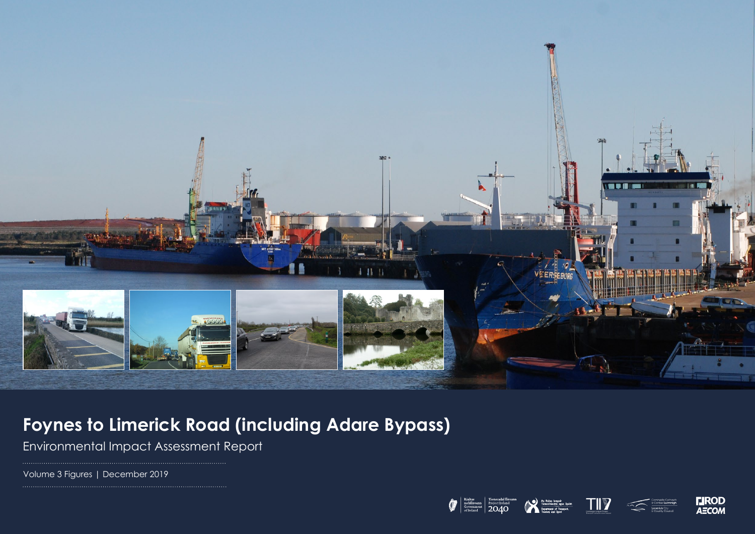# Foynes to Limerick Road (including Adare Bypass)

Environmental Impact Assessment Report

Volume 3 Figures | December 2019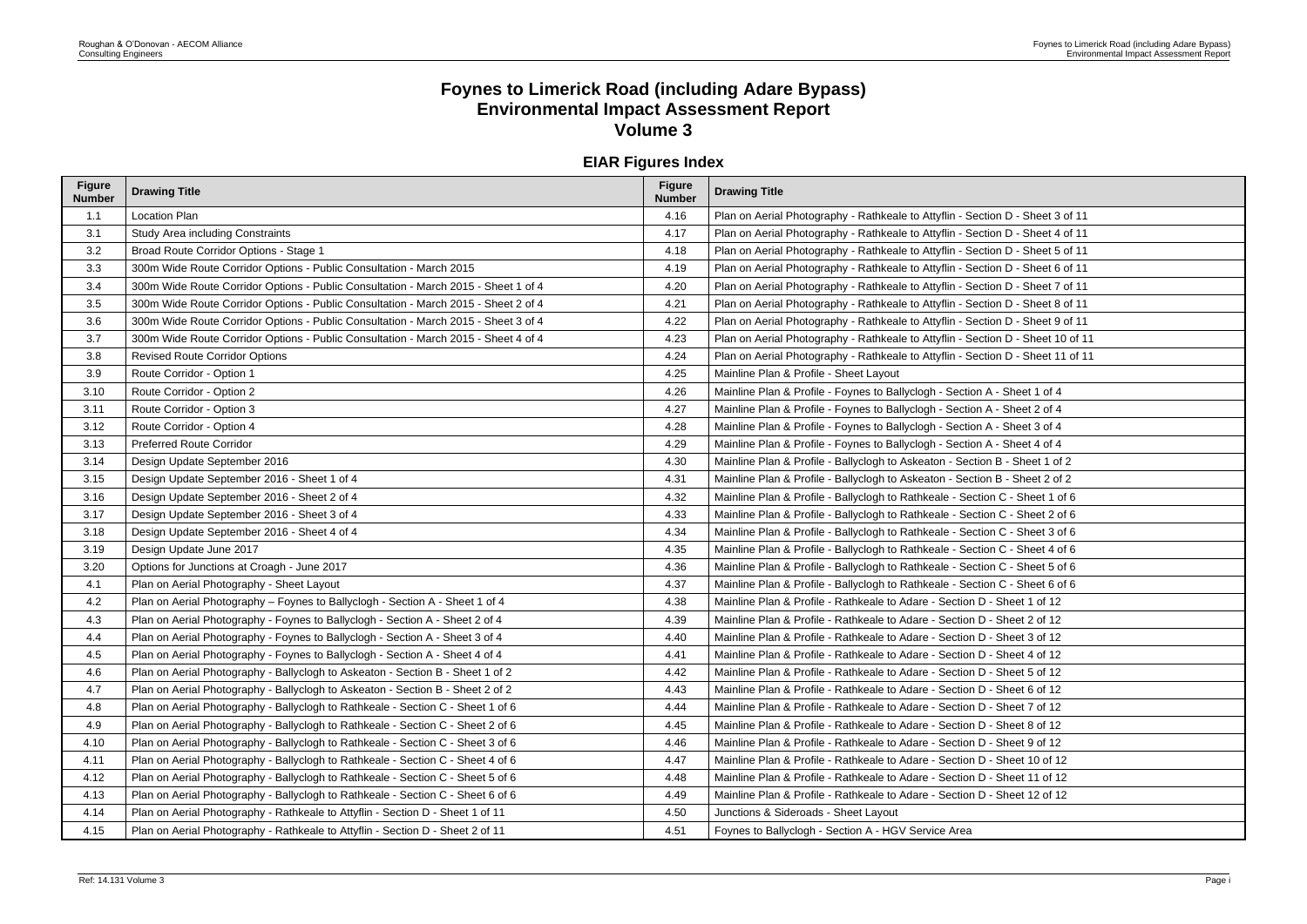# Foynes to Limerick Road (including Adare Bypass) Environmental Impact Assessment Report Volume 3

## EIAR Figures Index

| Figure Number | Drawing Title | Figure Number | Drawing Title |
|---|---|---|---|
| 1.1 | Location Plan | 4.16 | Plan on Aerial Photography - Rathkeale to Attyflin - Section D - Sheet 3 of 11 |
| 3.1 | Study Area including Constraints | 4.17 | Plan on Aerial Photography - Rathkeale to Attyflin - Section D - Sheet 4 of 11 |
| 3.2 | Broad Route Corridor Options - Stage 1 | 4.18 | Plan on Aerial Photography - Rathkeale to Attyflin - Section D - Sheet 5 of 11 |
| 3.3 | 300m Wide Route Corridor Options - Public Consultation - March 2015 | 4.19 | Plan on Aerial Photography - Rathkeale to Attyflin - Section D - Sheet 6 of 11 |
| 3.4 | 300m Wide Route Corridor Options - Public Consultation - March 2015 - Sheet 1 of 4 | 4.20 | Plan on Aerial Photography - Rathkeale to Attyflin - Section D - Sheet 7 of 11 |
| 3.5 | 300m Wide Route Corridor Options - Public Consultation - March 2015 - Sheet 2 of 4 | 4.21 | Plan on Aerial Photography - Rathkeale to Attyflin - Section D - Sheet 8 of 11 |
| 3.6 | 300m Wide Route Corridor Options - Public Consultation - March 2015 - Sheet 3 of 4 | 4.22 | Plan on Aerial Photography - Rathkeale to Attyflin - Section D - Sheet 9 of 11 |
| 3.7 | 300m Wide Route Corridor Options - Public Consultation - March 2015 - Sheet 4 of 4 | 4.23 | Plan on Aerial Photography - Rathkeale to Attyflin - Section D - Sheet 10 of 11 |
| 3.8 | Revised Route Corridor Options | 4.24 | Plan on Aerial Photography - Rathkeale to Attyflin - Section D - Sheet 11 of 11 |
| 3.9 | Route Corridor - Option 1 | 4.25 | Mainline Plan & Profile - Sheet Layout |
| 3.10 | Route Corridor - Option 2 | 4.26 | Mainline Plan & Profile - Foynes to Ballyclogh - Section A - Sheet 1 of 4 |
| 3.11 | Route Corridor - Option 3 | 4.27 | Mainline Plan & Profile - Foynes to Ballyclogh - Section A - Sheet 2 of 4 |
| 3.12 | Route Corridor - Option 4 | 4.28 | Mainline Plan & Profile - Foynes to Ballyclogh - Section A - Sheet 3 of 4 |
| 3.13 | Preferred Route Corridor | 4.29 | Mainline Plan & Profile - Foynes to Ballyclogh - Section A - Sheet 4 of 4 |
| 3.14 | Design Update September 2016 | 4.30 | Mainline Plan & Profile - Ballyclogh to Askeaton - Section B - Sheet 1 of 2 |
| 3.15 | Design Update September 2016 - Sheet 1 of 4 | 4.31 | Mainline Plan & Profile - Ballyclogh to Askeaton - Section B - Sheet 2 of 2 |
| 3.16 | Design Update September 2016 - Sheet 2 of 4 | 4.32 | Mainline Plan & Profile - Ballyclogh to Rathkeale - Section C - Sheet 1 of 6 |
| 3.17 | Design Update September 2016 - Sheet 3 of 4 | 4.33 | Mainline Plan & Profile - Ballyclogh to Rathkeale - Section C - Sheet 2 of 6 |
| 3.18 | Design Update September 2016 - Sheet 4 of 4 | 4.34 | Mainline Plan & Profile - Ballyclogh to Rathkeale - Section C - Sheet 3 of 6 |
| 3.19 | Design Update June 2017 | 4.35 | Mainline Plan & Profile - Ballyclogh to Rathkeale - Section C - Sheet 4 of 6 |
| 3.20 | Options for Junctions at Croagh - June 2017 | 4.36 | Mainline Plan & Profile - Ballyclogh to Rathkeale - Section C - Sheet 5 of 6 |
| 4.1 | Plan on Aerial Photography - Sheet Layout | 4.37 | Mainline Plan & Profile - Ballyclogh to Rathkeale - Section C - Sheet 6 of 6 |
| 4.2 | Plan on Aerial Photography – Foynes to Ballyclogh - Section A - Sheet 1 of 4 | 4.38 | Mainline Plan & Profile - Rathkeale to Adare - Section D - Sheet 1 of 12 |
| 4.3 | Plan on Aerial Photography - Foynes to Ballyclogh - Section A - Sheet 2 of 4 | 4.39 | Mainline Plan & Profile - Rathkeale to Adare - Section D - Sheet 2 of 12 |
| 4.4 | Plan on Aerial Photography - Foynes to Ballyclogh - Section A - Sheet 3 of 4 | 4.40 | Mainline Plan & Profile - Rathkeale to Adare - Section D - Sheet 3 of 12 |
| 4.5 | Plan on Aerial Photography - Foynes to Ballyclogh - Section A - Sheet 4 of 4 | 4.41 | Mainline Plan & Profile - Rathkeale to Adare - Section D - Sheet 4 of 12 |
| 4.6 | Plan on Aerial Photography - Ballyclogh to Askeaton - Section B - Sheet 1 of 2 | 4.42 | Mainline Plan & Profile - Rathkeale to Adare - Section D - Sheet 5 of 12 |
| 4.7 | Plan on Aerial Photography - Ballyclogh to Askeaton - Section B - Sheet 2 of 2 | 4.43 | Mainline Plan & Profile - Rathkeale to Adare - Section D - Sheet 6 of 12 |
| 4.8 | Plan on Aerial Photography - Ballyclogh to Rathkeale - Section C - Sheet 1 of 6 | 4.44 | Mainline Plan & Profile - Rathkeale to Adare - Section D - Sheet 7 of 12 |
| 4.9 | Plan on Aerial Photography - Ballyclogh to Rathkeale - Section C - Sheet 2 of 6 | 4.45 | Mainline Plan & Profile - Rathkeale to Adare - Section D - Sheet 8 of 12 |
| 4.10 | Plan on Aerial Photography - Ballyclogh to Rathkeale - Section C - Sheet 3 of 6 | 4.46 | Mainline Plan & Profile - Rathkeale to Adare - Section D - Sheet 9 of 12 |
| 4.11 | Plan on Aerial Photography - Ballyclogh to Rathkeale - Section C - Sheet 4 of 6 | 4.47 | Mainline Plan & Profile - Rathkeale to Adare - Section D - Sheet 10 of 12 |
| 4.12 | Plan on Aerial Photography - Ballyclogh to Rathkeale - Section C - Sheet 5 of 6 | 4.48 | Mainline Plan & Profile - Rathkeale to Adare - Section D - Sheet 11 of 12 |
| 4.13 | Plan on Aerial Photography - Ballyclogh to Rathkeale - Section C - Sheet 6 of 6 | 4.49 | Mainline Plan & Profile - Rathkeale to Adare - Section D - Sheet 12 of 12 |
| 4.14 | Plan on Aerial Photography - Rathkeale to Attyflin - Section D - Sheet 1 of 11 | 4.50 | Junctions & Sideroads - Sheet Layout |
| 4.15 | Plan on Aerial Photography - Rathkeale to Attyflin - Section D - Sheet 2 of 11 | 4.51 | Foynes to Ballyclogh - Section A - HGV Service Area |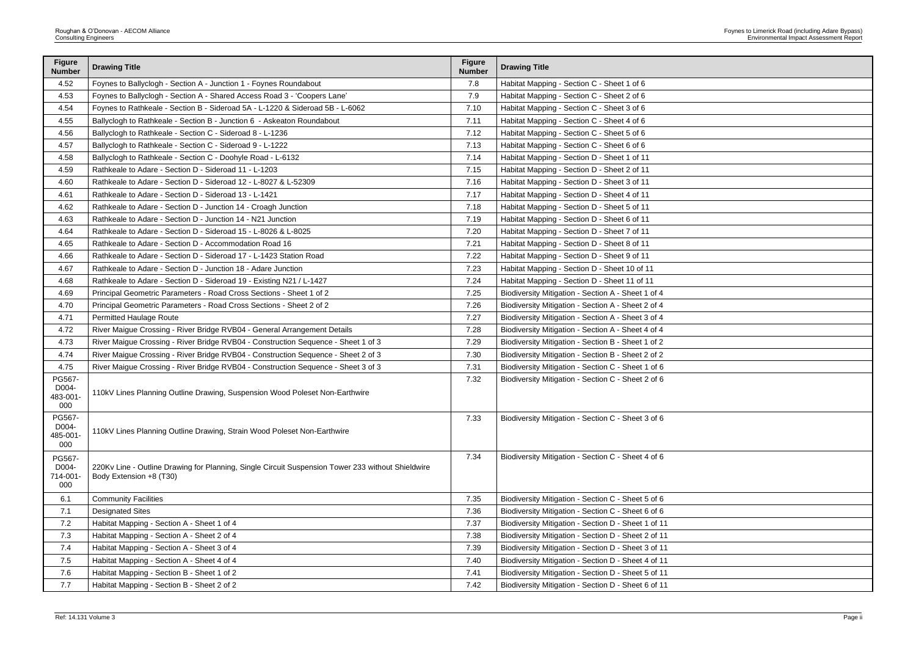| Figure Number | Drawing Title | Figure Number | Drawing Title |
|---|---|---|---|
| 4.52 | Foynes to Ballyclogh - Section A - Junction 1 - Foynes Roundabout | 7.8 | Habitat Mapping - Section C - Sheet 1 of 6 |
| 4.53 | Foynes to Ballyclogh - Section A - Shared Access Road 3 - 'Coopers Lane' | 7.9 | Habitat Mapping - Section C - Sheet 2 of 6 |
| 4.54 | Foynes to Rathkeale - Section B - Sideroad 5A - L-1220 & Sideroad 5B - L-6062 | 7.10 | Habitat Mapping - Section C - Sheet 3 of 6 |
| 4.55 | Ballyclogh to Rathkeale - Section B - Junction 6 - Askeaton Roundabout | 7.11 | Habitat Mapping - Section C - Sheet 4 of 6 |
| 4.56 | Ballyclogh to Rathkeale - Section C - Sideroad 8 - L-1236 | 7.12 | Habitat Mapping - Section C - Sheet 5 of 6 |
| 4.57 | Ballyclogh to Rathkeale - Section C - Sideroad 9 - L-1222 | 7.13 | Habitat Mapping - Section C - Sheet 6 of 6 |
| 4.58 | Ballyclogh to Rathkeale - Section C - Doohyle Road - L-6132 | 7.14 | Habitat Mapping - Section D - Sheet 1 of 11 |
| 4.59 | Rathkeale to Adare - Section D - Sideroad 11 - L-1203 | 7.15 | Habitat Mapping - Section D - Sheet 2 of 11 |
| 4.60 | Rathkeale to Adare - Section D - Sideroad 12 - L-8027 & L-52309 | 7.16 | Habitat Mapping - Section D - Sheet 3 of 11 |
| 4.61 | Rathkeale to Adare - Section D - Sideroad 13 - L-1421 | 7.17 | Habitat Mapping - Section D - Sheet 4 of 11 |
| 4.62 | Rathkeale to Adare - Section D - Junction 14 - Croagh Junction | 7.18 | Habitat Mapping - Section D - Sheet 5 of 11 |
| 4.63 | Rathkeale to Adare - Section D - Junction 14 - N21 Junction | 7.19 | Habitat Mapping - Section D - Sheet 6 of 11 |
| 4.64 | Rathkeale to Adare - Section D - Sideroad 15 - L-8026 & L-8025 | 7.20 | Habitat Mapping - Section D - Sheet 7 of 11 |
| 4.65 | Rathkeale to Adare - Section D - Accommodation Road 16 | 7.21 | Habitat Mapping - Section D - Sheet 8 of 11 |
| 4.66 | Rathkeale to Adare - Section D - Sideroad 17 - L-1423 Station Road | 7.22 | Habitat Mapping - Section D - Sheet 9 of 11 |
| 4.67 | Rathkeale to Adare - Section D - Junction 18 - Adare Junction | 7.23 | Habitat Mapping - Section D - Sheet 10 of 11 |
| 4.68 | Rathkeale to Adare - Section D - Sideroad 19 - Existing N21 / L-1427 | 7.24 | Habitat Mapping - Section D - Sheet 11 of 11 |
| 4.69 | Principal Geometric Parameters - Road Cross Sections - Sheet 1 of 2 | 7.25 | Biodiversity Mitigation - Section A - Sheet 1 of 4 |
| 4.70 | Principal Geometric Parameters - Road Cross Sections - Sheet 2 of 2 | 7.26 | Biodiversity Mitigation - Section A - Sheet 2 of 4 |
| 4.71 | Permitted Haulage Route | 7.27 | Biodiversity Mitigation - Section A - Sheet 3 of 4 |
| 4.72 | River Maigue Crossing - River Bridge RVB04 - General Arrangement Details | 7.28 | Biodiversity Mitigation - Section A - Sheet 4 of 4 |
| 4.73 | River Maigue Crossing - River Bridge RVB04 - Construction Sequence - Sheet 1 of 3 | 7.29 | Biodiversity Mitigation - Section B - Sheet 1 of 2 |
| 4.74 | River Maigue Crossing - River Bridge RVB04 - Construction Sequence - Sheet 2 of 3 | 7.30 | Biodiversity Mitigation - Section B - Sheet 2 of 2 |
| 4.75 | River Maigue Crossing - River Bridge RVB04 - Construction Sequence - Sheet 3 of 3 | 7.31 | Biodiversity Mitigation - Section C - Sheet 1 of 6 |
| PG567-D004-483-001-000 | 110kV Lines Planning Outline Drawing, Suspension Wood Poleset Non-Earthwire | 7.32 | Biodiversity Mitigation - Section C - Sheet 2 of 6 |
| PG567-D004-485-001-000 | 110kV Lines Planning Outline Drawing, Strain Wood Poleset Non-Earthwire | 7.33 | Biodiversity Mitigation - Section C - Sheet 3 of 6 |
| PG567-D004-714-001-000 | 220Kv Line - Outline Drawing for Planning, Single Circuit Suspension Tower 233 without Shieldwire Body Extension +8 (T30) | 7.34 | Biodiversity Mitigation - Section C - Sheet 4 of 6 |
| 6.1 | Community Facilities | 7.35 | Biodiversity Mitigation - Section C - Sheet 5 of 6 |
| 7.1 | Designated Sites | 7.36 | Biodiversity Mitigation - Section C - Sheet 6 of 6 |
| 7.2 | Habitat Mapping - Section A - Sheet 1 of 4 | 7.37 | Biodiversity Mitigation - Section D - Sheet 1 of 11 |
| 7.3 | Habitat Mapping - Section A - Sheet 2 of 4 | 7.38 | Biodiversity Mitigation - Section D - Sheet 2 of 11 |
| 7.4 | Habitat Mapping - Section A - Sheet 3 of 4 | 7.39 | Biodiversity Mitigation - Section D - Sheet 3 of 11 |
| 7.5 | Habitat Mapping - Section A - Sheet 4 of 4 | 7.40 | Biodiversity Mitigation - Section D - Sheet 4 of 11 |
| 7.6 | Habitat Mapping - Section B - Sheet 1 of 2 | 7.41 | Biodiversity Mitigation - Section D - Sheet 5 of 11 |
| 7.7 | Habitat Mapping - Section B - Sheet 2 of 2 | 7.42 | Biodiversity Mitigation - Section D - Sheet 6 of 11 |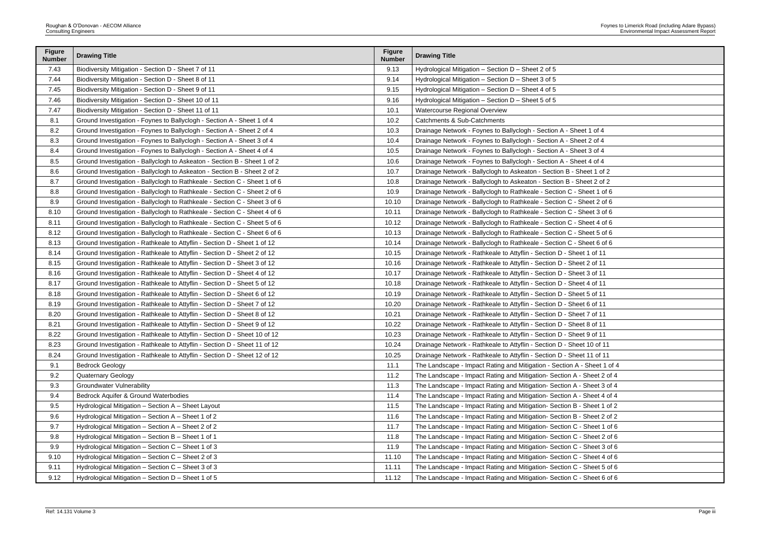| Figure Number | Drawing Title | Figure Number | Drawing Title |
|---|---|---|---|
| 7.43 | Biodiversity Mitigation - Section D - Sheet 7 of 11 | 9.13 | Hydrological Mitigation – Section D – Sheet 2 of 5 |
| 7.44 | Biodiversity Mitigation - Section D - Sheet 8 of 11 | 9.14 | Hydrological Mitigation – Section D – Sheet 3 of 5 |
| 7.45 | Biodiversity Mitigation - Section D - Sheet 9 of 11 | 9.15 | Hydrological Mitigation – Section D – Sheet 4 of 5 |
| 7.46 | Biodiversity Mitigation - Section D - Sheet 10 of 11 | 9.16 | Hydrological Mitigation – Section D – Sheet 5 of 5 |
| 7.47 | Biodiversity Mitigation - Section D - Sheet 11 of 11 | 10.1 | Watercourse Regional Overview |
| 8.1 | Ground Investigation - Foynes to Ballyclogh - Section A - Sheet 1 of 4 | 10.2 | Catchments & Sub-Catchments |
| 8.2 | Ground Investigation - Foynes to Ballyclogh - Section A - Sheet 2 of 4 | 10.3 | Drainage Network - Foynes to Ballyclogh - Section A - Sheet 1 of 4 |
| 8.3 | Ground Investigation - Foynes to Ballyclogh - Section A - Sheet 3 of 4 | 10.4 | Drainage Network - Foynes to Ballyclogh - Section A - Sheet 2 of 4 |
| 8.4 | Ground Investigation - Foynes to Ballyclogh - Section A - Sheet 4 of 4 | 10.5 | Drainage Network - Foynes to Ballyclogh - Section A - Sheet 3 of 4 |
| 8.5 | Ground Investigation - Ballyclogh to Askeaton - Section B - Sheet 1 of 2 | 10.6 | Drainage Network - Foynes to Ballyclogh - Section A - Sheet 4 of 4 |
| 8.6 | Ground Investigation - Ballyclogh to Askeaton - Section B - Sheet 2 of 2 | 10.7 | Drainage Network - Ballyclogh to Askeaton - Section B - Sheet 1 of 2 |
| 8.7 | Ground Investigation - Ballyclogh to Rathkeale - Section C - Sheet 1 of 6 | 10.8 | Drainage Network - Ballyclogh to Askeaton - Section B - Sheet 2 of 2 |
| 8.8 | Ground Investigation - Ballyclogh to Rathkeale - Section C - Sheet 2 of 6 | 10.9 | Drainage Network - Ballyclogh to Rathkeale - Section C - Sheet 1 of 6 |
| 8.9 | Ground Investigation - Ballyclogh to Rathkeale - Section C - Sheet 3 of 6 | 10.10 | Drainage Network - Ballyclogh to Rathkeale - Section C - Sheet 2 of 6 |
| 8.10 | Ground Investigation - Ballyclogh to Rathkeale - Section C - Sheet 4 of 6 | 10.11 | Drainage Network - Ballyclogh to Rathkeale - Section C - Sheet 3 of 6 |
| 8.11 | Ground Investigation - Ballyclogh to Rathkeale - Section C - Sheet 5 of 6 | 10.12 | Drainage Network - Ballyclogh to Rathkeale - Section C - Sheet 4 of 6 |
| 8.12 | Ground Investigation - Ballyclogh to Rathkeale - Section C - Sheet 6 of 6 | 10.13 | Drainage Network - Ballyclogh to Rathkeale - Section C - Sheet 5 of 6 |
| 8.13 | Ground Investigation - Rathkeale to Attyflin - Section D - Sheet 1 of 12 | 10.14 | Drainage Network - Ballyclogh to Rathkeale - Section C - Sheet 6 of 6 |
| 8.14 | Ground Investigation - Rathkeale to Attyflin - Section D - Sheet 2 of 12 | 10.15 | Drainage Network - Rathkeale to Attyflin - Section D - Sheet 1 of 11 |
| 8.15 | Ground Investigation - Rathkeale to Attyflin - Section D - Sheet 3 of 12 | 10.16 | Drainage Network - Rathkeale to Attyflin - Section D - Sheet 2 of 11 |
| 8.16 | Ground Investigation - Rathkeale to Attyflin - Section D - Sheet 4 of 12 | 10.17 | Drainage Network - Rathkeale to Attyflin - Section D - Sheet 3 of 11 |
| 8.17 | Ground Investigation - Rathkeale to Attyflin - Section D - Sheet 5 of 12 | 10.18 | Drainage Network - Rathkeale to Attyflin - Section D - Sheet 4 of 11 |
| 8.18 | Ground Investigation - Rathkeale to Attyflin - Section D - Sheet 6 of 12 | 10.19 | Drainage Network - Rathkeale to Attyflin - Section D - Sheet 5 of 11 |
| 8.19 | Ground Investigation - Rathkeale to Attyflin - Section D - Sheet 7 of 12 | 10.20 | Drainage Network - Rathkeale to Attyflin - Section D - Sheet 6 of 11 |
| 8.20 | Ground Investigation - Rathkeale to Attyflin - Section D - Sheet 8 of 12 | 10.21 | Drainage Network - Rathkeale to Attyflin - Section D - Sheet 7 of 11 |
| 8.21 | Ground Investigation - Rathkeale to Attyflin - Section D - Sheet 9 of 12 | 10.22 | Drainage Network - Rathkeale to Attyflin - Section D - Sheet 8 of 11 |
| 8.22 | Ground Investigation - Rathkeale to Attyflin - Section D - Sheet 10 of 12 | 10.23 | Drainage Network - Rathkeale to Attyflin - Section D - Sheet 9 of 11 |
| 8.23 | Ground Investigation - Rathkeale to Attyflin - Section D - Sheet 11 of 12 | 10.24 | Drainage Network - Rathkeale to Attyflin - Section D - Sheet 10 of 11 |
| 8.24 | Ground Investigation - Rathkeale to Attyflin - Section D - Sheet 12 of 12 | 10.25 | Drainage Network - Rathkeale to Attyflin - Section D - Sheet 11 of 11 |
| 9.1 | Bedrock Geology | 11.1 | The Landscape - Impact Rating and Mitigation - Section A - Sheet 1 of 4 |
| 9.2 | Quaternary Geology | 11.2 | The Landscape - Impact Rating and Mitigation- Section A - Sheet 2 of 4 |
| 9.3 | Groundwater Vulnerability | 11.3 | The Landscape - Impact Rating and Mitigation- Section A - Sheet 3 of 4 |
| 9.4 | Bedrock Aquifer & Ground Waterbodies | 11.4 | The Landscape - Impact Rating and Mitigation- Section A - Sheet 4 of 4 |
| 9.5 | Hydrological Mitigation – Section A – Sheet Layout | 11.5 | The Landscape - Impact Rating and Mitigation- Section B - Sheet 1 of 2 |
| 9.6 | Hydrological Mitigation – Section A – Sheet 1 of 2 | 11.6 | The Landscape - Impact Rating and Mitigation- Section B - Sheet 2 of 2 |
| 9.7 | Hydrological Mitigation – Section A – Sheet 2 of 2 | 11.7 | The Landscape - Impact Rating and Mitigation- Section C - Sheet 1 of 6 |
| 9.8 | Hydrological Mitigation – Section B – Sheet 1 of 1 | 11.8 | The Landscape - Impact Rating and Mitigation- Section C - Sheet 2 of 6 |
| 9.9 | Hydrological Mitigation – Section C – Sheet 1 of 3 | 11.9 | The Landscape - Impact Rating and Mitigation- Section C - Sheet 3 of 6 |
| 9.10 | Hydrological Mitigation – Section C – Sheet 2 of 3 | 11.10 | The Landscape - Impact Rating and Mitigation- Section C - Sheet 4 of 6 |
| 9.11 | Hydrological Mitigation – Section C – Sheet 3 of 3 | 11.11 | The Landscape - Impact Rating and Mitigation- Section C - Sheet 5 of 6 |
| 9.12 | Hydrological Mitigation – Section D – Sheet 1 of 5 | 11.12 | The Landscape - Impact Rating and Mitigation- Section C - Sheet 6 of 6 |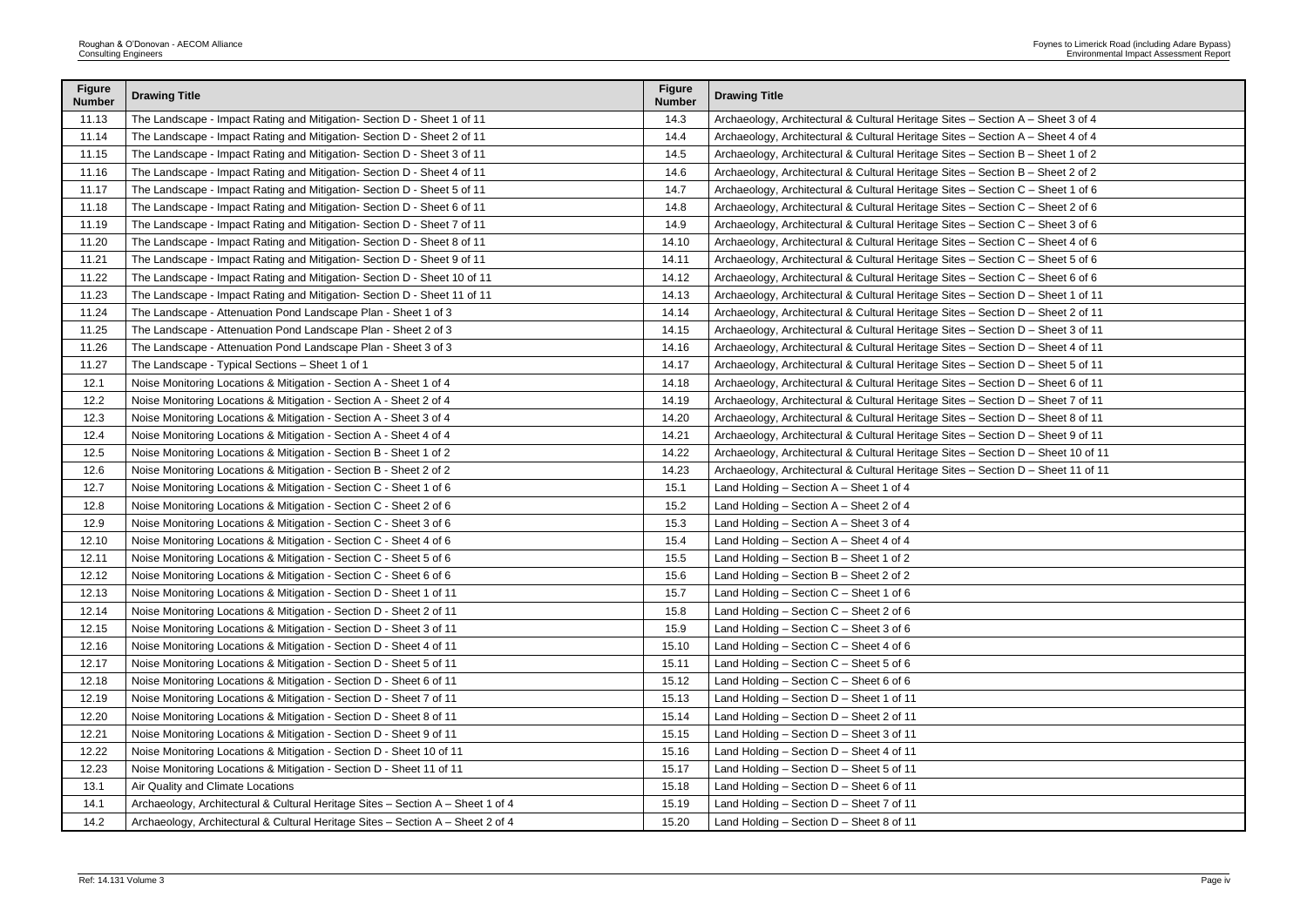| Figure Number | Drawing Title | Figure Number | Drawing Title |
|---|---|---|---|
| 11.13 | The Landscape - Impact Rating and Mitigation- Section D - Sheet 1 of 11 | 14.3 | Archaeology, Architectural & Cultural Heritage Sites – Section A – Sheet 3 of 4 |
| 11.14 | The Landscape - Impact Rating and Mitigation- Section D - Sheet 2 of 11 | 14.4 | Archaeology, Architectural & Cultural Heritage Sites – Section A – Sheet 4 of 4 |
| 11.15 | The Landscape - Impact Rating and Mitigation- Section D - Sheet 3 of 11 | 14.5 | Archaeology, Architectural & Cultural Heritage Sites – Section B – Sheet 1 of 2 |
| 11.16 | The Landscape - Impact Rating and Mitigation- Section D - Sheet 4 of 11 | 14.6 | Archaeology, Architectural & Cultural Heritage Sites – Section B – Sheet 2 of 2 |
| 11.17 | The Landscape - Impact Rating and Mitigation- Section D - Sheet 5 of 11 | 14.7 | Archaeology, Architectural & Cultural Heritage Sites – Section C – Sheet 1 of 6 |
| 11.18 | The Landscape - Impact Rating and Mitigation- Section D - Sheet 6 of 11 | 14.8 | Archaeology, Architectural & Cultural Heritage Sites – Section C – Sheet 2 of 6 |
| 11.19 | The Landscape - Impact Rating and Mitigation- Section D - Sheet 7 of 11 | 14.9 | Archaeology, Architectural & Cultural Heritage Sites – Section C – Sheet 3 of 6 |
| 11.20 | The Landscape - Impact Rating and Mitigation- Section D - Sheet 8 of 11 | 14.10 | Archaeology, Architectural & Cultural Heritage Sites – Section C – Sheet 4 of 6 |
| 11.21 | The Landscape - Impact Rating and Mitigation- Section D - Sheet 9 of 11 | 14.11 | Archaeology, Architectural & Cultural Heritage Sites – Section C – Sheet 5 of 6 |
| 11.22 | The Landscape - Impact Rating and Mitigation- Section D - Sheet 10 of 11 | 14.12 | Archaeology, Architectural & Cultural Heritage Sites – Section C – Sheet 6 of 6 |
| 11.23 | The Landscape - Impact Rating and Mitigation- Section D - Sheet 11 of 11 | 14.13 | Archaeology, Architectural & Cultural Heritage Sites – Section D – Sheet 1 of 11 |
| 11.24 | The Landscape - Attenuation Pond Landscape Plan - Sheet 1 of 3 | 14.14 | Archaeology, Architectural & Cultural Heritage Sites – Section D – Sheet 2 of 11 |
| 11.25 | The Landscape - Attenuation Pond Landscape Plan - Sheet 2 of 3 | 14.15 | Archaeology, Architectural & Cultural Heritage Sites – Section D – Sheet 3 of 11 |
| 11.26 | The Landscape - Attenuation Pond Landscape Plan - Sheet 3 of 3 | 14.16 | Archaeology, Architectural & Cultural Heritage Sites – Section D – Sheet 4 of 11 |
| 11.27 | The Landscape - Typical Sections – Sheet 1 of 1 | 14.17 | Archaeology, Architectural & Cultural Heritage Sites – Section D – Sheet 5 of 11 |
| 12.1 | Noise Monitoring Locations & Mitigation - Section A - Sheet 1 of 4 | 14.18 | Archaeology, Architectural & Cultural Heritage Sites – Section D – Sheet 6 of 11 |
| 12.2 | Noise Monitoring Locations & Mitigation - Section A - Sheet 2 of 4 | 14.19 | Archaeology, Architectural & Cultural Heritage Sites – Section D – Sheet 7 of 11 |
| 12.3 | Noise Monitoring Locations & Mitigation - Section A - Sheet 3 of 4 | 14.20 | Archaeology, Architectural & Cultural Heritage Sites – Section D – Sheet 8 of 11 |
| 12.4 | Noise Monitoring Locations & Mitigation - Section A - Sheet 4 of 4 | 14.21 | Archaeology, Architectural & Cultural Heritage Sites – Section D – Sheet 9 of 11 |
| 12.5 | Noise Monitoring Locations & Mitigation - Section B - Sheet 1 of 2 | 14.22 | Archaeology, Architectural & Cultural Heritage Sites – Section D – Sheet 10 of 11 |
| 12.6 | Noise Monitoring Locations & Mitigation - Section B - Sheet 2 of 2 | 14.23 | Archaeology, Architectural & Cultural Heritage Sites – Section D – Sheet 11 of 11 |
| 12.7 | Noise Monitoring Locations & Mitigation - Section C - Sheet 1 of 6 | 15.1 | Land Holding – Section A – Sheet 1 of 4 |
| 12.8 | Noise Monitoring Locations & Mitigation - Section C - Sheet 2 of 6 | 15.2 | Land Holding – Section A – Sheet 2 of 4 |
| 12.9 | Noise Monitoring Locations & Mitigation - Section C - Sheet 3 of 6 | 15.3 | Land Holding – Section A – Sheet 3 of 4 |
| 12.10 | Noise Monitoring Locations & Mitigation - Section C - Sheet 4 of 6 | 15.4 | Land Holding – Section A – Sheet 4 of 4 |
| 12.11 | Noise Monitoring Locations & Mitigation - Section C - Sheet 5 of 6 | 15.5 | Land Holding – Section B – Sheet 1 of 2 |
| 12.12 | Noise Monitoring Locations & Mitigation - Section C - Sheet 6 of 6 | 15.6 | Land Holding – Section B – Sheet 2 of 2 |
| 12.13 | Noise Monitoring Locations & Mitigation - Section D - Sheet 1 of 11 | 15.7 | Land Holding – Section C – Sheet 1 of 6 |
| 12.14 | Noise Monitoring Locations & Mitigation - Section D - Sheet 2 of 11 | 15.8 | Land Holding – Section C – Sheet 2 of 6 |
| 12.15 | Noise Monitoring Locations & Mitigation - Section D - Sheet 3 of 11 | 15.9 | Land Holding – Section C – Sheet 3 of 6 |
| 12.16 | Noise Monitoring Locations & Mitigation - Section D - Sheet 4 of 11 | 15.10 | Land Holding – Section C – Sheet 4 of 6 |
| 12.17 | Noise Monitoring Locations & Mitigation - Section D - Sheet 5 of 11 | 15.11 | Land Holding – Section C – Sheet 5 of 6 |
| 12.18 | Noise Monitoring Locations & Mitigation - Section D - Sheet 6 of 11 | 15.12 | Land Holding – Section C – Sheet 6 of 6 |
| 12.19 | Noise Monitoring Locations & Mitigation - Section D - Sheet 7 of 11 | 15.13 | Land Holding – Section D – Sheet 1 of 11 |
| 12.20 | Noise Monitoring Locations & Mitigation - Section D - Sheet 8 of 11 | 15.14 | Land Holding – Section D – Sheet 2 of 11 |
| 12.21 | Noise Monitoring Locations & Mitigation - Section D - Sheet 9 of 11 | 15.15 | Land Holding – Section D – Sheet 3 of 11 |
| 12.22 | Noise Monitoring Locations & Mitigation - Section D - Sheet 10 of 11 | 15.16 | Land Holding – Section D – Sheet 4 of 11 |
| 12.23 | Noise Monitoring Locations & Mitigation - Section D - Sheet 11 of 11 | 15.17 | Land Holding – Section D – Sheet 5 of 11 |
| 13.1 | Air Quality and Climate Locations | 15.18 | Land Holding – Section D – Sheet 6 of 11 |
| 14.1 | Archaeology, Architectural & Cultural Heritage Sites – Section A – Sheet 1 of 4 | 15.19 | Land Holding – Section D – Sheet 7 of 11 |
| 14.2 | Archaeology, Architectural & Cultural Heritage Sites – Section A – Sheet 2 of 4 | 15.20 | Land Holding – Section D – Sheet 8 of 11 |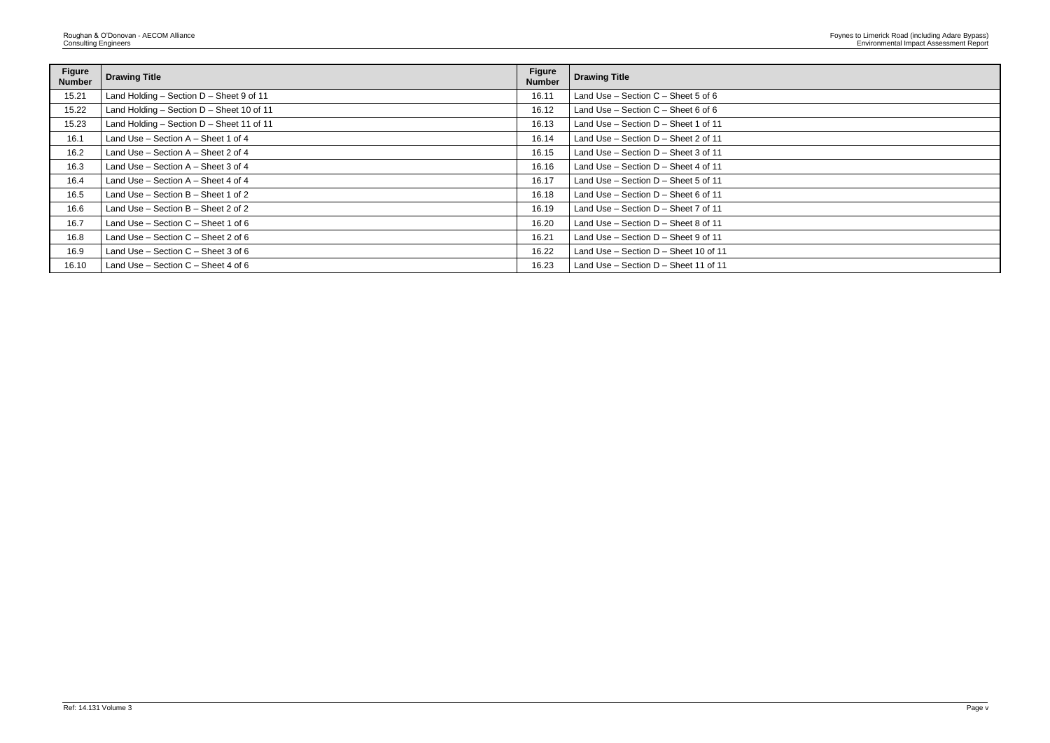| Figure Number | Drawing Title | Figure Number | Drawing Title |
|---|---|---|---|
| 15.21 | Land Holding – Section D – Sheet 9 of 11 | 16.11 | Land Use – Section C – Sheet 5 of 6 |
| 15.22 | Land Holding – Section D – Sheet 10 of 11 | 16.12 | Land Use – Section C – Sheet 6 of 6 |
| 15.23 | Land Holding – Section D – Sheet 11 of 11 | 16.13 | Land Use – Section D – Sheet 1 of 11 |
| 16.1 | Land Use – Section A – Sheet 1 of 4 | 16.14 | Land Use – Section D – Sheet 2 of 11 |
| 16.2 | Land Use – Section A – Sheet 2 of 4 | 16.15 | Land Use – Section D – Sheet 3 of 11 |
| 16.3 | Land Use – Section A – Sheet 3 of 4 | 16.16 | Land Use – Section D – Sheet 4 of 11 |
| 16.4 | Land Use – Section A – Sheet 4 of 4 | 16.17 | Land Use – Section D – Sheet 5 of 11 |
| 16.5 | Land Use – Section B – Sheet 1 of 2 | 16.18 | Land Use – Section D – Sheet 6 of 11 |
| 16.6 | Land Use – Section B – Sheet 2 of 2 | 16.19 | Land Use – Section D – Sheet 7 of 11 |
| 16.7 | Land Use – Section C – Sheet 1 of 6 | 16.20 | Land Use – Section D – Sheet 8 of 11 |
| 16.8 | Land Use – Section C – Sheet 2 of 6 | 16.21 | Land Use – Section D – Sheet 9 of 11 |
| 16.9 | Land Use – Section C – Sheet 3 of 6 | 16.22 | Land Use – Section D – Sheet 10 of 11 |
| 16.10 | Land Use – Section C – Sheet 4 of 6 | 16.23 | Land Use – Section D – Sheet 11 of 11 |